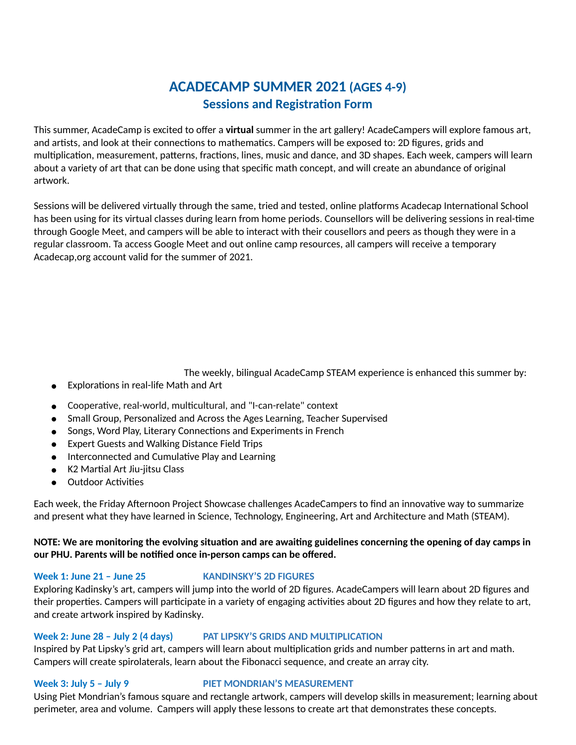# ACADECAMP SUMMER 2021 (AGES 4-9)

## Sessions and Registration Form

This summer, AcadeCamp is excited to offer a **virtual** summer in the art gallery! AcadeCampers will explore famous art, and artists, and look at their connections to mathematics. Campers will be exposed to: 2D figures, grids and multiplication, measurement, patterns, fractions, lines, music and dance, and 3D shapes. Each week, campers will learn about a variety of art that can be done using that specific math concept, and will create an abundance of original artwork.

Sessions will be delivered virtually through the same, tried and tested, online platforms Acadecap International School has been using for its virtual classes during learn from home periods. Counsellors will be delivering sessions in real-time through Google Meet, and campers will be able to interact with their cousellors and peers as though they were in a regular classroom. Ta access Google Meet and out online camp resources, all campers will receive a temporary Acadecap,org account valid for the summer of 2021.

The weekly, bilingual AcadeCamp STEAM experience is enhanced this summer by:

- Explorations in real-life Math and Art
- Cooperative, real-world, multicultural, and "I-can-relate" context
- Small Group, Personalized and Across the Ages Learning, Teacher Supervised
- Songs, Word Play, Literary Connections and Experiments in French
- Expert Guests and Walking Distance Field Trips
- Interconnected and Cumulative Play and Learning
- K2 Martial Art Jiu-jitsu Class
- Outdoor Activities

Each week, the Friday Afternoon Project Showcase challenges AcadeCampers to find an innovative way to summarize and present what they have learned in Science, Technology, Engineering, Art and Architecture and Math (STEAM).

**NOTE: We are monitoring the evolving situation and are awaiting guidelines concerning the opening of day camps in our PHU. Parents will be notified once in-person camps can be offered.**

### Week 1: June 21 – June 25 KANDINSKY'S 2D FIGURES

Exploring Kandinsky's art, campers will jump into the world of 2D figures. AcadeCampers will learn about 2D figures and their properties. Campers will participate in a variety of engaging activities about 2D figures and how they relate to art, and create artwork inspired by Kandinsky.

### Week 2: June 28 – July 2 (4 days) PAT LIPSKY'S GRIDS AND MULTIPLICATION

Inspired by Pat Lipsky's grid art, campers will learn about multiplication grids and number patterns in art and math. Campers will create spirolaterals, learn about the Fibonacci sequence, and create an array city.

### Week 3: July 5 – July 9 PIET MONDRIAN'S MEASUREMENT

Using Piet Mondrian's famous square and rectangle artwork, campers will develop skills in measurement; learning about perimeter, area and volume. Campers will apply these lessons to create art that demonstrates these concepts.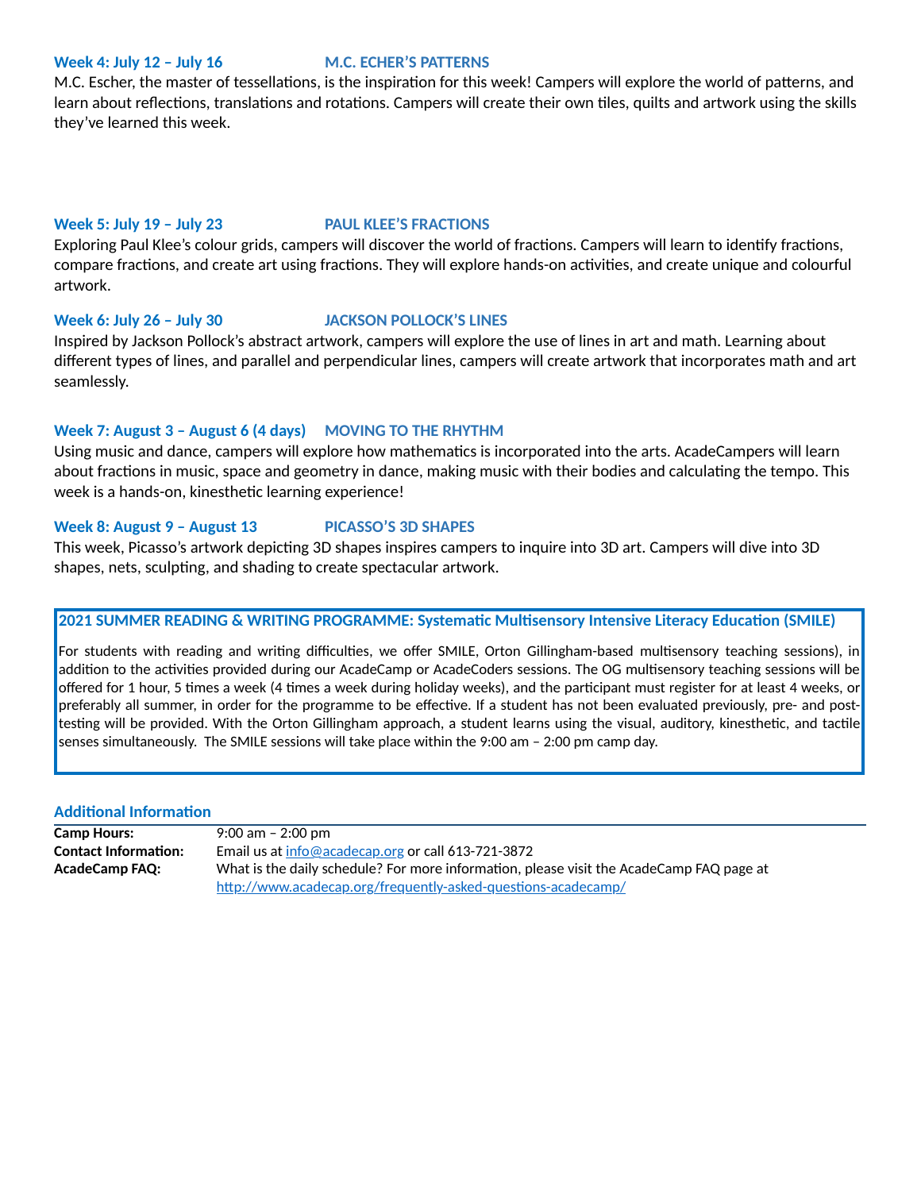### Week 4: July 12 – July 16 M.C. ECHER'S PATTERNS

M.C. Escher, the master of tessellations, is the inspiration for this week! Campers will explore the world of patterns, and learn about reflections, translations and rotations. Campers will create their own tiles, quilts and artwork using the skills they've learned this week.

### Week 5: July 19 – July 23 PAUL KLEE'S FRACTIONS

Exploring Paul Klee's colour grids, campers will discover the world of fractions. Campers will learn to identify fractions, compare fractions, and create art using fractions. They will explore hands-on activities, and create unique and colourful artwork.

### Week 6: July 26 – July 30 JACKSON POLLOCK'S LINES

Inspired by Jackson Pollock's abstract artwork, campers will explore the use of lines in art and math. Learning about different types of lines, and parallel and perpendicular lines, campers will create artwork that incorporates math and art seamlessly.

### Week 7: August 3 – August 6 (4 days) MOVING TO THE RHYTHM

Using music and dance, campers will explore how mathematics is incorporated into the arts. AcadeCampers will learn about fractions in music, space and geometry in dance, making music with their bodies and calculating the tempo. This week is a hands-on, kinesthetic learning experience!

### Week 8: August 9 – August 13 PICASSO'S 3D SHAPES

This week, Picasso's artwork depicting 3D shapes inspires campers to inquire into 3D art. Campers will dive into 3D shapes, nets, sculpting, and shading to create spectacular artwork.

### 2021 SUMMER READING & WRITING PROGRAMME: Systematic Multisensory Intensive Literacy Education (SMILE)

For students with reading and writing difficulties, we offer SMILE, Orton Gillingham-based multisensory teaching sessions), in addition to the activities provided during our AcadeCamp or AcadeCoders sessions. The OG multisensory teaching sessions will be offered for 1 hour, 5 times a week (4 times a week during holiday weeks), and the participant must register for at least 4 weeks, or preferably all summer, in order for the programme to be effective. If a student has not been evaluated previously, pre- and post-testing will be provided. With the Orton Gillingham approach, a student learns using the visual, auditory, kinesthetic, and tactile senses simultaneously. The SMILE sessions will take place within the 9:00 am – 2:00 pm camp day.

### Additional Information

| | |
|---|---|
| **Camp Hours:** | 9:00 am – 2:00 pm |
| **Contact Information:** | Email us at info@acadecap.org or call 613-721-3872 |
| **AcadeCamp FAQ:** | What is the daily schedule? For more information, please visit the AcadeCamp FAQ page at http://www.acadecap.org/frequently-asked-questions-acadecamp/ |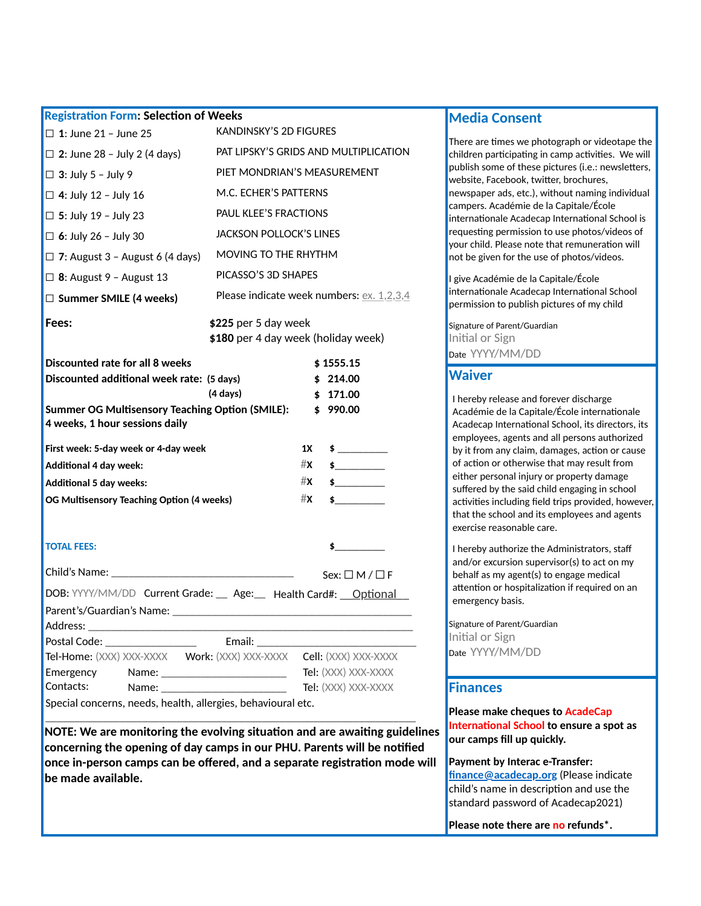## Registration Form: Selection of Weeks

| | |
|---|---|
| ☐ **1**: June 21 – June 25 | KANDINSKY'S 2D FIGURES |
| ☐ **2**: June 28 – July 2 (4 days) | PAT LIPSKY'S GRIDS AND MULTIPLICATION |
| ☐ **3**: July 5 – July 9 | PIET MONDRIAN'S MEASUREMENT |
| ☐ **4**: July 12 – July 16 | M.C. ECHER'S PATTERNS |
| ☐ **5**: July 19 – July 23 | PAUL KLEE'S FRACTIONS |
| ☐ **6**: July 26 – July 30 | JACKSON POLLOCK'S LINES |
| ☐ **7**: August 3 – August 6 (4 days) | MOVING TO THE RHYTHM |
| ☐ **8**: August 9 – August 13 | PICASSO'S 3D SHAPES |
| ☐ **Summer SMILE (4 weeks)** | Please indicate week numbers: ex. 1,2,3,4 |

**Fees:** **$225** per 5 day week
**$180** per 4 day week (holiday week)

| | |
|---|---|
| **Discounted rate for all 8 weeks** | **$ 1555.15** |
| **Discounted additional week rate:** (5 days) | **$ 214.00** |
| (4 days) | **$ 171.00** |
| **Summer OG Multisensory Teaching Option (SMILE): 4 weeks, 1 hour sessions daily** | **$ 990.00** |

| | | |
|---|---|---|
| **First week: 5-day week or 4-day week** | **1X** | **$** __________ |
| **Additional 4 day week:** | #**X** | **$**__________ |
| **Additional 5 day weeks:** | #**X** | **$**__________ |
| **OG Multisensory Teaching Option (4 weeks)** | #**X** | **$**__________ |
| **TOTAL FEES:** | | **$**__________ |

Child's Name: ________________________________ Sex: ☐ M / ☐ F

DOB: YYYY/MM/DD Current Grade: __ Age:__ Health Card#: __Optional__

Parent's/Guardian's Name: ____________________________________________

Address: _________________________________________________________

Postal Code: ________________ Email: ___________________________

Tel-Home: (XXX) XXX-XXXX Work: (XXX) XXX-XXXX Cell: (XXX) XXX-XXXX

Emergency Contacts: Name: ______________________ Tel: (XXX) XXX-XXXX

Name: ______________________ Tel: (XXX) XXX-XXXX

Special concerns, needs, health, allergies, behavioural etc.

_________________________________________________________________

**NOTE: We are monitoring the evolving situation and are awaiting guidelines concerning the opening of day camps in our PHU. Parents will be notified once in-person camps can be offered, and a separate registration mode will be made available.**

## Media Consent

There are times we photograph or videotape the children participating in camp activities. We will publish some of these pictures (i.e.: newsletters, website, Facebook, twitter, brochures, newspaper ads, etc.), without naming individual campers. Académie de la Capitale/École internationale Acadecap International School is requesting permission to use photos/videos of your child. Please note that remuneration will not be given for the use of photos/videos.

I give Académie de la Capitale/École internationale Acadecap International School permission to publish pictures of my child

Signature of Parent/Guardian
Initial or Sign
Date YYYY/MM/DD

## Waiver

I hereby release and forever discharge Académie de la Capitale/École internationale Acadecap International School, its directors, its employees, agents and all persons authorized by it from any claim, damages, action or cause of action or otherwise that may result from either personal injury or property damage suffered by the said child engaging in school activities including field trips provided, however, that the school and its employees and agents exercise reasonable care.

I hereby authorize the Administrators, staff and/or excursion supervisor(s) to act on my behalf as my agent(s) to engage medical attention or hospitalization if required on an emergency basis.

Signature of Parent/Guardian
Initial or Sign
Date YYYY/MM/DD

## Finances

**Please make cheques to AcadeCap International School to ensure a spot as our camps fill up quickly.**

**Payment by Interac e-Transfer:**
**finance@acadecap.org** (Please indicate child's name in description and use the standard password of Acadecap2021)

**Please note there are no refunds*.**